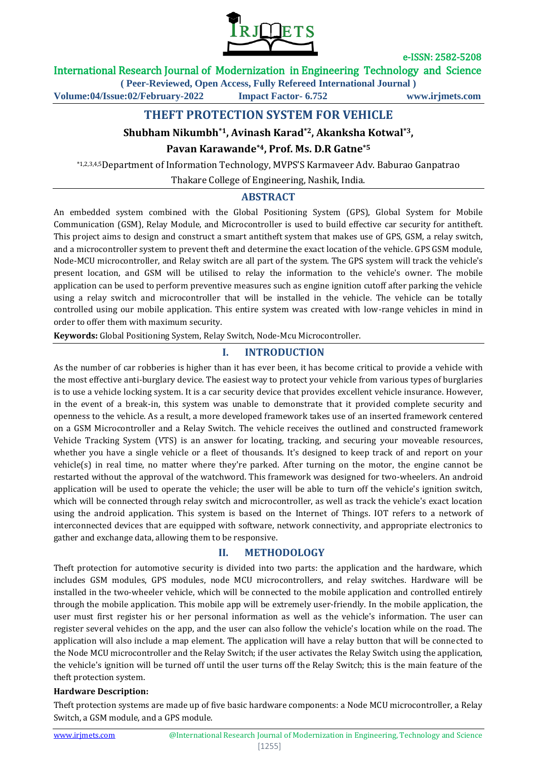# THEFT PROTECTION SYSTEM FOR VEHICLE

**Shubham Nikumbh*1, Avinash Karad*2, Akanksha Kotwal*3, Pavan Karawande*4, Prof. Ms. D.R Gatne*5**

*1,2,3,4,5Department of Information Technology, MVPS'S Karmaveer Adv. Baburao Ganpatrao Thakare College of Engineering, Nashik, India.

## ABSTRACT

An embedded system combined with the Global Positioning System (GPS), Global System for Mobile Communication (GSM), Relay Module, and Microcontroller is used to build effective car security for antitheft. This project aims to design and construct a smart antitheft system that makes use of GPS, GSM, a relay switch, and a microcontroller system to prevent theft and determine the exact location of the vehicle. GPS GSM module, Node-MCU microcontroller, and Relay switch are all part of the system. The GPS system will track the vehicle's present location, and GSM will be utilised to relay the information to the vehicle's owner. The mobile application can be used to perform preventive measures such as engine ignition cutoff after parking the vehicle using a relay switch and microcontroller that will be installed in the vehicle. The vehicle can be totally controlled using our mobile application. This entire system was created with low-range vehicles in mind in order to offer them with maximum security.

**Keywords:** Global Positioning System, Relay Switch, Node-Mcu Microcontroller.

## I. INTRODUCTION

As the number of car robberies is higher than it has ever been, it has become critical to provide a vehicle with the most effective anti-burglary device. The easiest way to protect your vehicle from various types of burglaries is to use a vehicle locking system. It is a car security device that provides excellent vehicle insurance. However, in the event of a break-in, this system was unable to demonstrate that it provided complete security and openness to the vehicle. As a result, a more developed framework takes use of an inserted framework centered on a GSM Microcontroller and a Relay Switch. The vehicle receives the outlined and constructed framework Vehicle Tracking System (VTS) is an answer for locating, tracking, and securing your moveable resources, whether you have a single vehicle or a fleet of thousands. It's designed to keep track of and report on your vehicle(s) in real time, no matter where they're parked. After turning on the motor, the engine cannot be restarted without the approval of the watchword. This framework was designed for two-wheelers. An android application will be used to operate the vehicle; the user will be able to turn off the vehicle's ignition switch, which will be connected through relay switch and microcontroller, as well as track the vehicle's exact location using the android application. This system is based on the Internet of Things. IOT refers to a network of interconnected devices that are equipped with software, network connectivity, and appropriate electronics to gather and exchange data, allowing them to be responsive.

## II. METHODOLOGY

Theft protection for automotive security is divided into two parts: the application and the hardware, which includes GSM modules, GPS modules, node MCU microcontrollers, and relay switches. Hardware will be installed in the two-wheeler vehicle, which will be connected to the mobile application and controlled entirely through the mobile application. This mobile app will be extremely user-friendly. In the mobile application, the user must first register his or her personal information as well as the vehicle's information. The user can register several vehicles on the app, and the user can also follow the vehicle's location while on the road. The application will also include a map element. The application will have a relay button that will be connected to the Node MCU microcontroller and the Relay Switch; if the user activates the Relay Switch using the application, the vehicle's ignition will be turned off until the user turns off the Relay Switch; this is the main feature of the theft protection system.

**Hardware Description:**

Theft protection systems are made up of five basic hardware components: a Node MCU microcontroller, a Relay Switch, a GSM module, and a GPS module.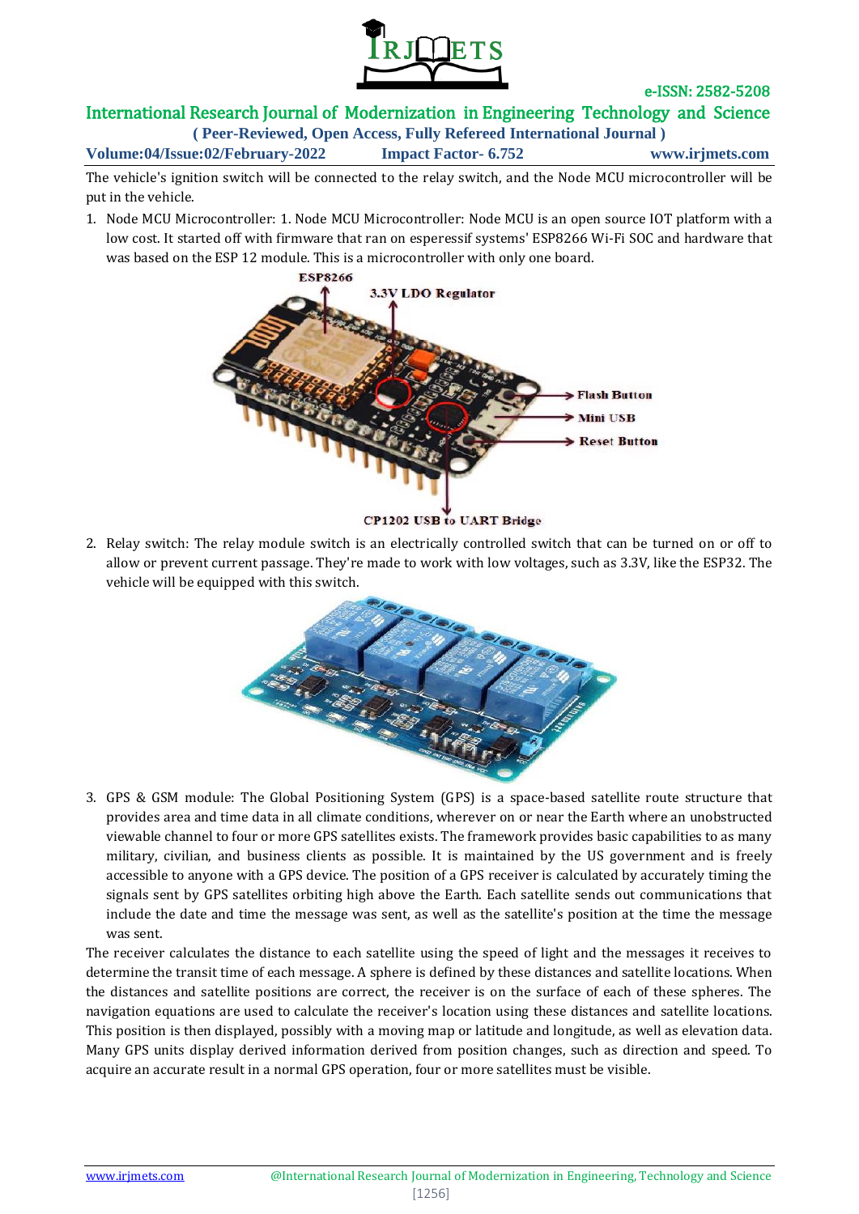The vehicle's ignition switch will be connected to the relay switch, and the Node MCU microcontroller will be put in the vehicle.

1. Node MCU Microcontroller: 1. Node MCU Microcontroller: Node MCU is an open source IOT platform with a low cost. It started off with firmware that ran on esperessif systems' ESP8266 Wi-Fi SOC and hardware that was based on the ESP 12 module. This is a microcontroller with only one board.

2. Relay switch: The relay module switch is an electrically controlled switch that can be turned on or off to allow or prevent current passage. They're made to work with low voltages, such as 3.3V, like the ESP32. The vehicle will be equipped with this switch.

3. GPS & GSM module: The Global Positioning System (GPS) is a space-based satellite route structure that provides area and time data in all climate conditions, wherever on or near the Earth where an unobstructed viewable channel to four or more GPS satellites exists. The framework provides basic capabilities to as many military, civilian, and business clients as possible. It is maintained by the US government and is freely accessible to anyone with a GPS device. The position of a GPS receiver is calculated by accurately timing the signals sent by GPS satellites orbiting high above the Earth. Each satellite sends out communications that include the date and time the message was sent, as well as the satellite's position at the time the message was sent.

The receiver calculates the distance to each satellite using the speed of light and the messages it receives to determine the transit time of each message. A sphere is defined by these distances and satellite locations. When the distances and satellite positions are correct, the receiver is on the surface of each of these spheres. The navigation equations are used to calculate the receiver's location using these distances and satellite locations. This position is then displayed, possibly with a moving map or latitude and longitude, as well as elevation data. Many GPS units display derived information derived from position changes, such as direction and speed. To acquire an accurate result in a normal GPS operation, four or more satellites must be visible.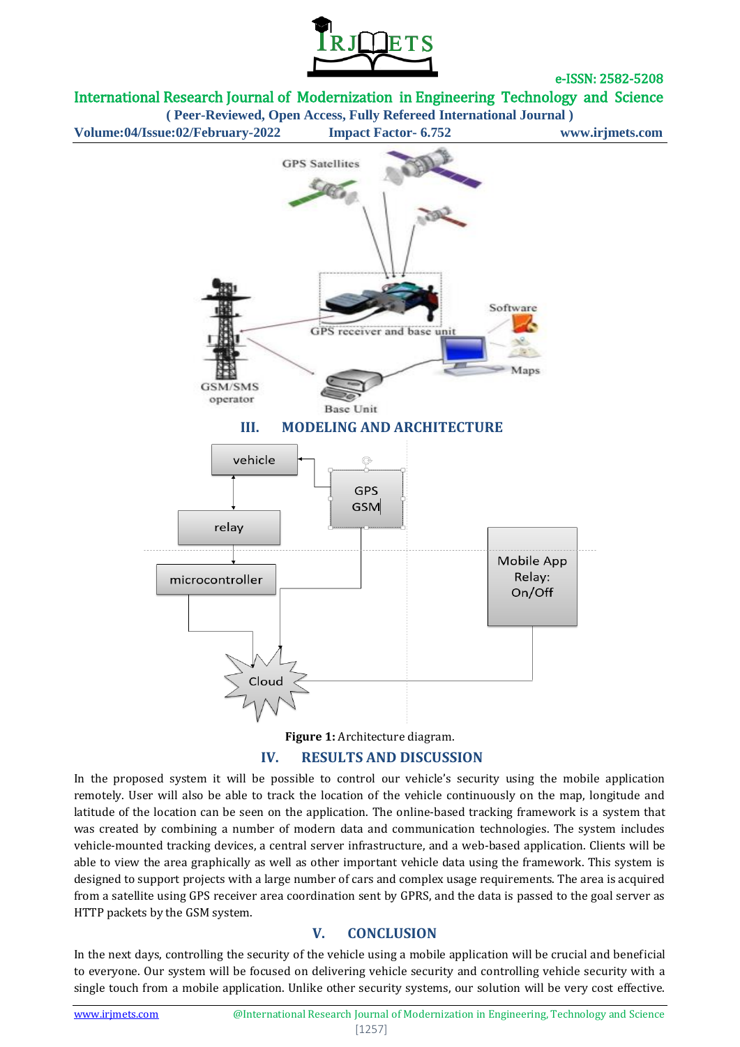## III. MODELING AND ARCHITECTURE

**Figure 1:** Architecture diagram.

## IV. RESULTS AND DISCUSSION

In the proposed system it will be possible to control our vehicle's security using the mobile application remotely. User will also be able to track the location of the vehicle continuously on the map, longitude and latitude of the location can be seen on the application. The online-based tracking framework is a system that was created by combining a number of modern data and communication technologies. The system includes vehicle-mounted tracking devices, a central server infrastructure, and a web-based application. Clients will be able to view the area graphically as well as other important vehicle data using the framework. This system is designed to support projects with a large number of cars and complex usage requirements. The area is acquired from a satellite using GPS receiver area coordination sent by GPRS, and the data is passed to the goal server as HTTP packets by the GSM system.

## V. CONCLUSION

In the next days, controlling the security of the vehicle using a mobile application will be crucial and beneficial to everyone. Our system will be focused on delivering vehicle security and controlling vehicle security with a single touch from a mobile application. Unlike other security systems, our solution will be very cost effective.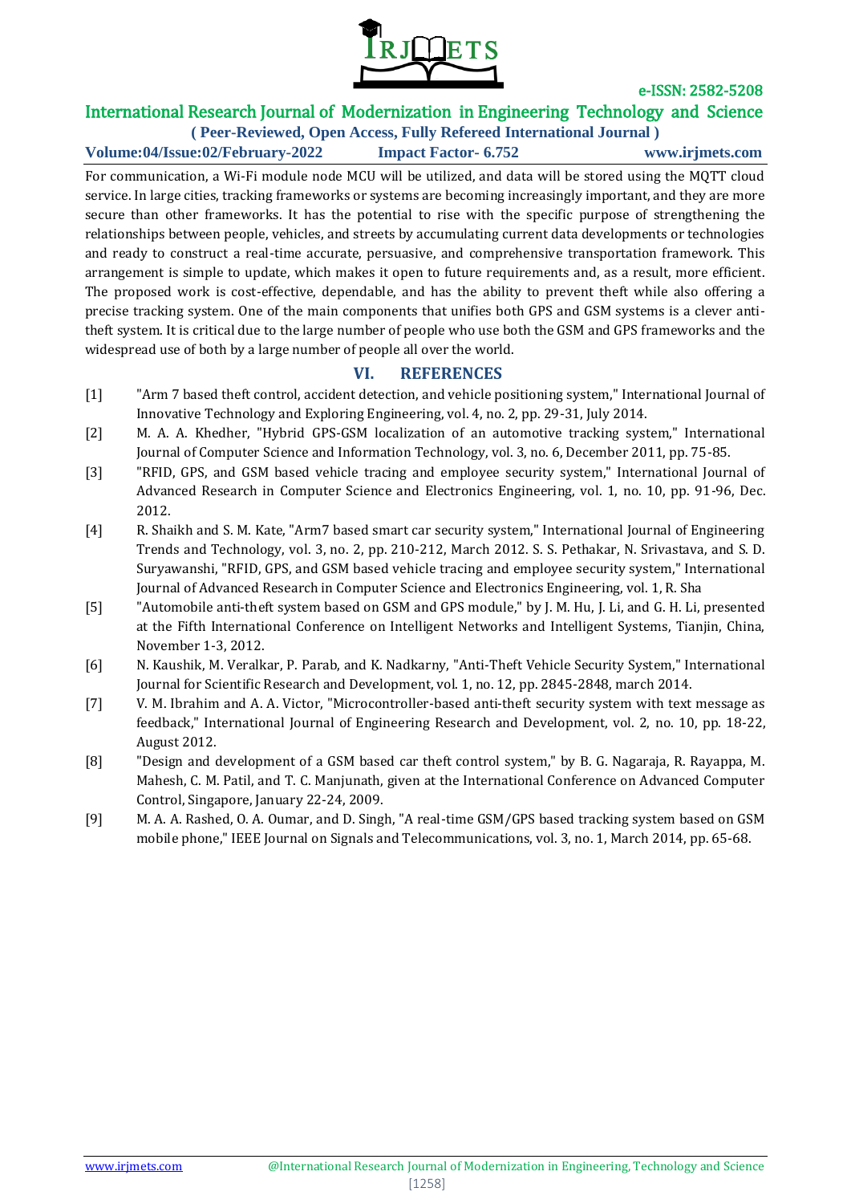For communication, a Wi-Fi module node MCU will be utilized, and data will be stored using the MQTT cloud service. In large cities, tracking frameworks or systems are becoming increasingly important, and they are more secure than other frameworks. It has the potential to rise with the specific purpose of strengthening the relationships between people, vehicles, and streets by accumulating current data developments or technologies and ready to construct a real-time accurate, persuasive, and comprehensive transportation framework. This arrangement is simple to update, which makes it open to future requirements and, as a result, more efficient. The proposed work is cost-effective, dependable, and has the ability to prevent theft while also offering a precise tracking system. One of the main components that unifies both GPS and GSM systems is a clever anti-theft system. It is critical due to the large number of people who use both the GSM and GPS frameworks and the widespread use of both by a large number of people all over the world.

## VI. REFERENCES

[1] "Arm 7 based theft control, accident detection, and vehicle positioning system," International Journal of Innovative Technology and Exploring Engineering, vol. 4, no. 2, pp. 29-31, July 2014.

[2] M. A. A. Khedher, "Hybrid GPS-GSM localization of an automotive tracking system," International Journal of Computer Science and Information Technology, vol. 3, no. 6, December 2011, pp. 75-85.

[3] "RFID, GPS, and GSM based vehicle tracing and employee security system," International Journal of Advanced Research in Computer Science and Electronics Engineering, vol. 1, no. 10, pp. 91-96, Dec. 2012.

[4] R. Shaikh and S. M. Kate, "Arm7 based smart car security system," International Journal of Engineering Trends and Technology, vol. 3, no. 2, pp. 210-212, March 2012. S. S. Pethakar, N. Srivastava, and S. D. Suryawanshi, "RFID, GPS, and GSM based vehicle tracing and employee security system," International Journal of Advanced Research in Computer Science and Electronics Engineering, vol. 1, R. Sha

[5] "Automobile anti-theft system based on GSM and GPS module," by J. M. Hu, J. Li, and G. H. Li, presented at the Fifth International Conference on Intelligent Networks and Intelligent Systems, Tianjin, China, November 1-3, 2012.

[6] N. Kaushik, M. Veralkar, P. Parab, and K. Nadkarny, "Anti-Theft Vehicle Security System," International Journal for Scientific Research and Development, vol. 1, no. 12, pp. 2845-2848, march 2014.

[7] V. M. Ibrahim and A. A. Victor, "Microcontroller-based anti-theft security system with text message as feedback," International Journal of Engineering Research and Development, vol. 2, no. 10, pp. 18-22, August 2012.

[8] "Design and development of a GSM based car theft control system," by B. G. Nagaraja, R. Rayappa, M. Mahesh, C. M. Patil, and T. C. Manjunath, given at the International Conference on Advanced Computer Control, Singapore, January 22-24, 2009.

[9] M. A. A. Rashed, O. A. Oumar, and D. Singh, "A real-time GSM/GPS based tracking system based on GSM mobile phone," IEEE Journal on Signals and Telecommunications, vol. 3, no. 1, March 2014, pp. 65-68.